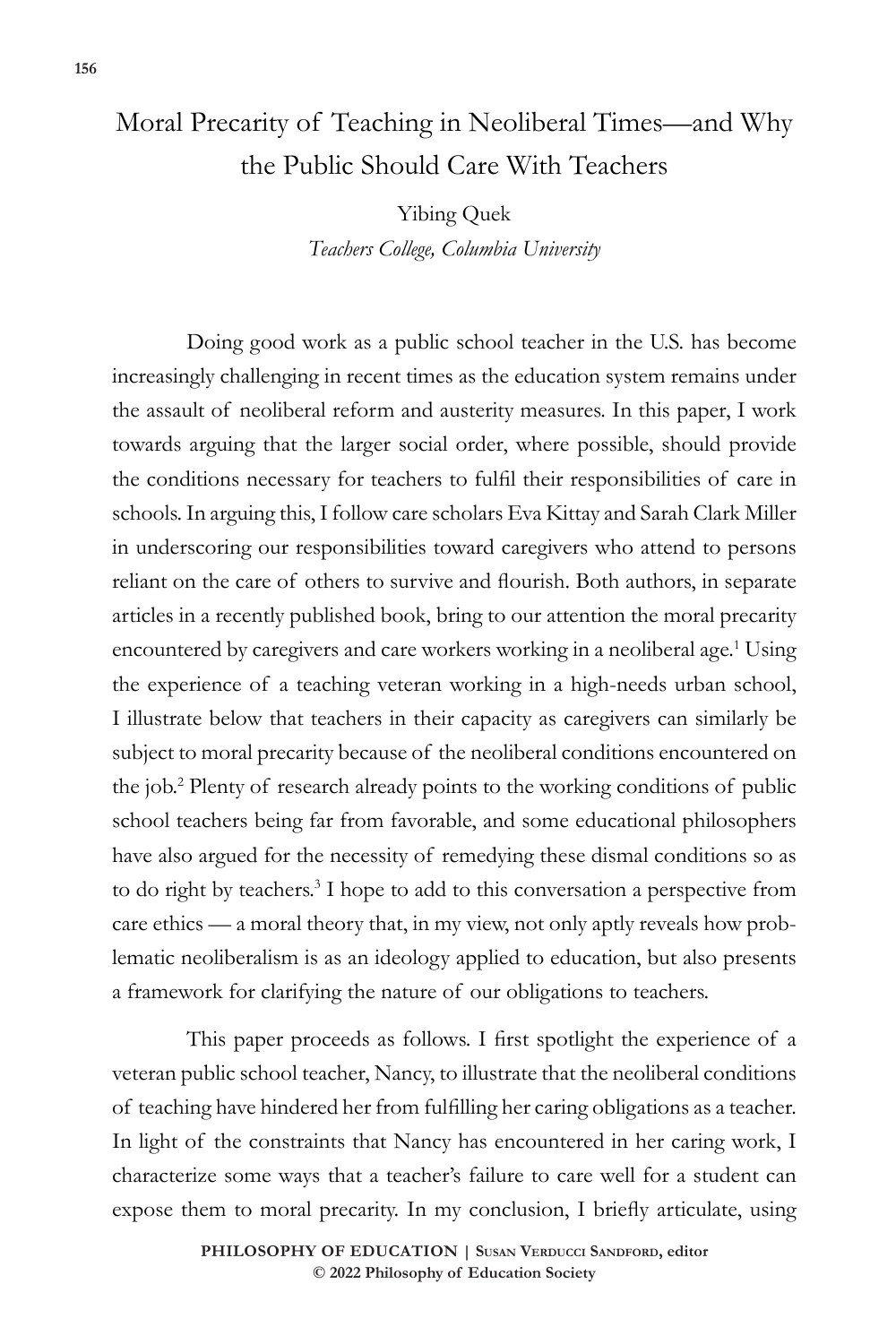# Moral Precarity of Teaching in Neoliberal Times—and Why the Public Should Care With Teachers

Yibing Quek

*Teachers College, Columbia University*

Doing good work as a public school teacher in the U.S. has become increasingly challenging in recent times as the education system remains under the assault of neoliberal reform and austerity measures. In this paper, I work towards arguing that the larger social order, where possible, should provide the conditions necessary for teachers to fulfil their responsibilities of care in schools. In arguing this, I follow care scholars Eva Kittay and Sarah Clark Miller in underscoring our responsibilities toward caregivers who attend to persons reliant on the care of others to survive and flourish. Both authors, in separate articles in a recently published book, bring to our attention the moral precarity encountered by caregivers and care workers working in a neoliberal age.[1] Using the experience of a teaching veteran working in a high-needs urban school, I illustrate below that teachers in their capacity as caregivers can similarly be subject to moral precarity because of the neoliberal conditions encountered on the job.[2] Plenty of research already points to the working conditions of public school teachers being far from favorable, and some educational philosophers have also argued for the necessity of remedying these dismal conditions so as to do right by teachers.[3] I hope to add to this conversation a perspective from care ethics — a moral theory that, in my view, not only aptly reveals how problematic neoliberalism is as an ideology applied to education, but also presents a framework for clarifying the nature of our obligations to teachers.

This paper proceeds as follows. I first spotlight the experience of a veteran public school teacher, Nancy, to illustrate that the neoliberal conditions of teaching have hindered her from fulfilling her caring obligations as a teacher. In light of the constraints that Nancy has encountered in her caring work, I characterize some ways that a teacher's failure to care well for a student can expose them to moral precarity. In my conclusion, I briefly articulate, using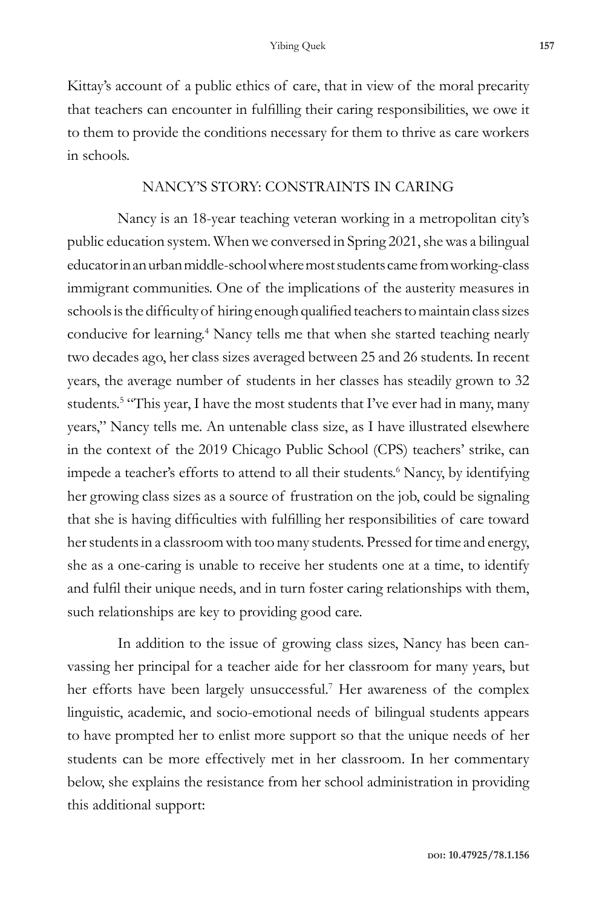Kittay's account of a public ethics of care, that in view of the moral precarity that teachers can encounter in fulfilling their caring responsibilities, we owe it to them to provide the conditions necessary for them to thrive as care workers in schools.

## NANCY'S STORY: CONSTRAINTS IN CARING

Nancy is an 18-year teaching veteran working in a metropolitan city's public education system. When we conversed in Spring 2021, she was a bilingual educator in an urban middle-school where most students came from working-class immigrant communities. One of the implications of the austerity measures in schools is the difficulty of hiring enough qualified teachers to maintain class sizes conducive for learning.[4] Nancy tells me that when she started teaching nearly two decades ago, her class sizes averaged between 25 and 26 students. In recent years, the average number of students in her classes has steadily grown to 32 students.[5] "This year, I have the most students that I've ever had in many, many years," Nancy tells me. An untenable class size, as I have illustrated elsewhere in the context of the 2019 Chicago Public School (CPS) teachers' strike, can impede a teacher's efforts to attend to all their students.[6] Nancy, by identifying her growing class sizes as a source of frustration on the job, could be signaling that she is having difficulties with fulfilling her responsibilities of care toward her students in a classroom with too many students. Pressed for time and energy, she as a one-caring is unable to receive her students one at a time, to identify and fulfil their unique needs, and in turn foster caring relationships with them, such relationships are key to providing good care.

In addition to the issue of growing class sizes, Nancy has been canvassing her principal for a teacher aide for her classroom for many years, but her efforts have been largely unsuccessful.[7] Her awareness of the complex linguistic, academic, and socio-emotional needs of bilingual students appears to have prompted her to enlist more support so that the unique needs of her students can be more effectively met in her classroom. In her commentary below, she explains the resistance from her school administration in providing this additional support: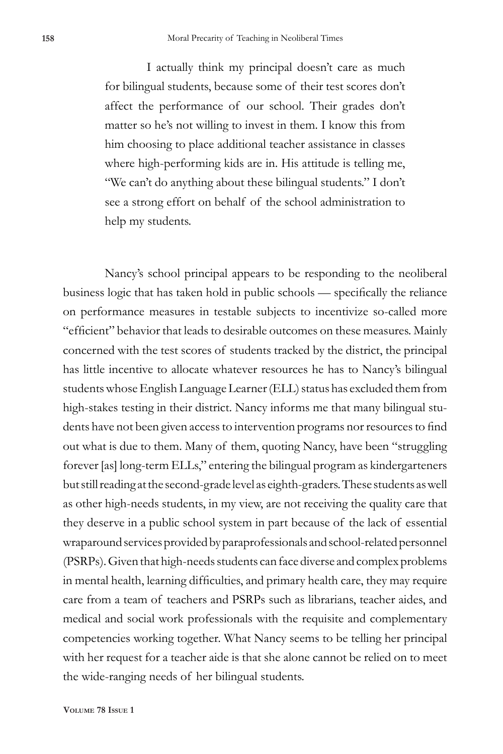> I actually think my principal doesn't care as much for bilingual students, because some of their test scores don't affect the performance of our school. Their grades don't matter so he's not willing to invest in them. I know this from him choosing to place additional teacher assistance in classes where high-performing kids are in. His attitude is telling me, "We can't do anything about these bilingual students." I don't see a strong effort on behalf of the school administration to help my students.

Nancy's school principal appears to be responding to the neoliberal business logic that has taken hold in public schools — specifically the reliance on performance measures in testable subjects to incentivize so-called more "efficient" behavior that leads to desirable outcomes on these measures. Mainly concerned with the test scores of students tracked by the district, the principal has little incentive to allocate whatever resources he has to Nancy's bilingual students whose English Language Learner (ELL) status has excluded them from high-stakes testing in their district. Nancy informs me that many bilingual students have not been given access to intervention programs nor resources to find out what is due to them. Many of them, quoting Nancy, have been "struggling forever [as] long-term ELLs," entering the bilingual program as kindergarteners but still reading at the second-grade level as eighth-graders. These students as well as other high-needs students, in my view, are not receiving the quality care that they deserve in a public school system in part because of the lack of essential wraparound services provided by paraprofessionals and school-related personnel (PSRPs). Given that high-needs students can face diverse and complex problems in mental health, learning difficulties, and primary health care, they may require care from a team of teachers and PSRPs such as librarians, teacher aides, and medical and social work professionals with the requisite and complementary competencies working together. What Nancy seems to be telling her principal with her request for a teacher aide is that she alone cannot be relied on to meet the wide-ranging needs of her bilingual students.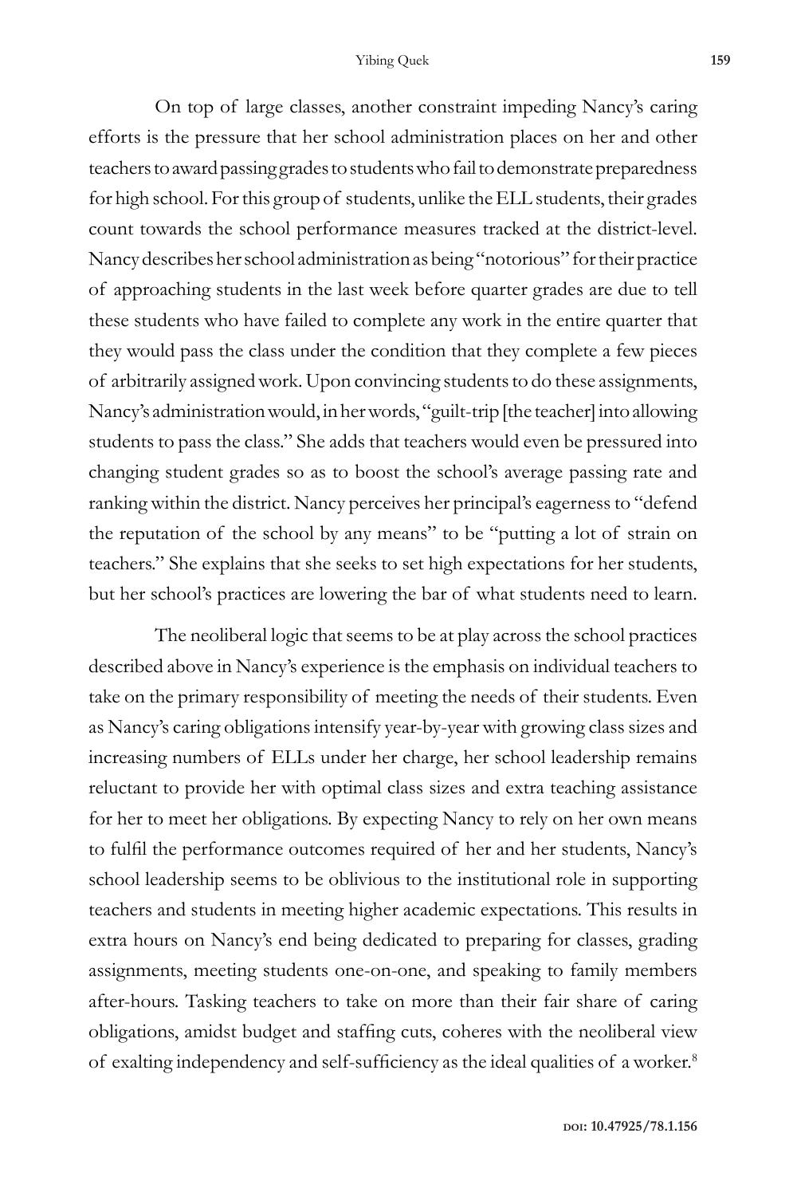On top of large classes, another constraint impeding Nancy's caring efforts is the pressure that her school administration places on her and other teachers to award passing grades to students who fail to demonstrate preparedness for high school. For this group of students, unlike the ELL students, their grades count towards the school performance measures tracked at the district-level. Nancy describes her school administration as being "notorious" for their practice of approaching students in the last week before quarter grades are due to tell these students who have failed to complete any work in the entire quarter that they would pass the class under the condition that they complete a few pieces of arbitrarily assigned work. Upon convincing students to do these assignments, Nancy's administration would, in her words, "guilt-trip [the teacher] into allowing students to pass the class." She adds that teachers would even be pressured into changing student grades so as to boost the school's average passing rate and ranking within the district. Nancy perceives her principal's eagerness to "defend the reputation of the school by any means" to be "putting a lot of strain on teachers." She explains that she seeks to set high expectations for her students, but her school's practices are lowering the bar of what students need to learn.

The neoliberal logic that seems to be at play across the school practices described above in Nancy's experience is the emphasis on individual teachers to take on the primary responsibility of meeting the needs of their students. Even as Nancy's caring obligations intensify year-by-year with growing class sizes and increasing numbers of ELLs under her charge, her school leadership remains reluctant to provide her with optimal class sizes and extra teaching assistance for her to meet her obligations. By expecting Nancy to rely on her own means to fulfil the performance outcomes required of her and her students, Nancy's school leadership seems to be oblivious to the institutional role in supporting teachers and students in meeting higher academic expectations. This results in extra hours on Nancy's end being dedicated to preparing for classes, grading assignments, meeting students one-on-one, and speaking to family members after-hours. Tasking teachers to take on more than their fair share of caring obligations, amidst budget and staffing cuts, coheres with the neoliberal view of exalting independency and self-sufficiency as the ideal qualities of a worker.[8]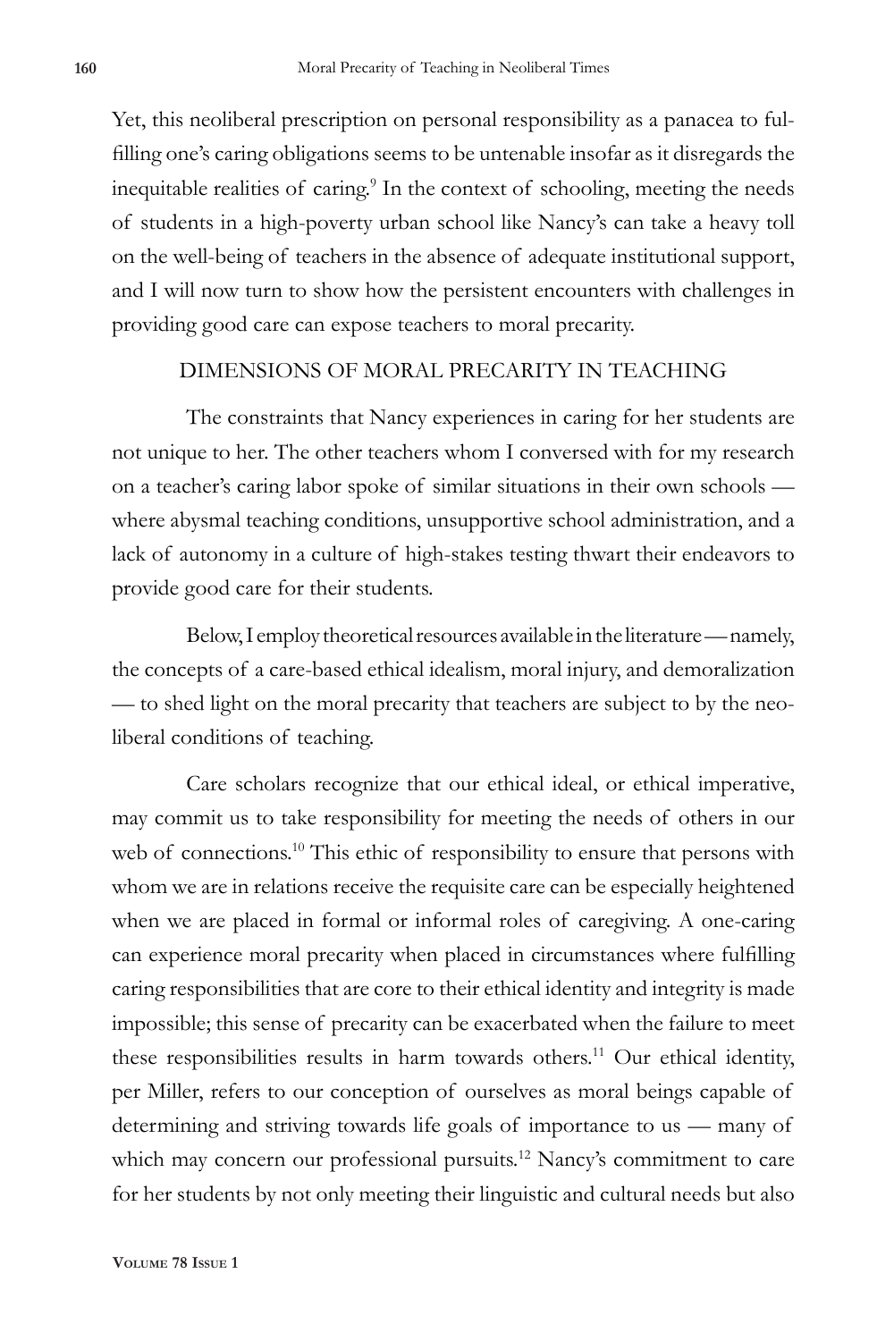Yet, this neoliberal prescription on personal responsibility as a panacea to fulfilling one's caring obligations seems to be untenable insofar as it disregards the inequitable realities of caring.[9] In the context of schooling, meeting the needs of students in a high-poverty urban school like Nancy's can take a heavy toll on the well-being of teachers in the absence of adequate institutional support, and I will now turn to show how the persistent encounters with challenges in providing good care can expose teachers to moral precarity.

## DIMENSIONS OF MORAL PRECARITY IN TEACHING

The constraints that Nancy experiences in caring for her students are not unique to her. The other teachers whom I conversed with for my research on a teacher's caring labor spoke of similar situations in their own schools — where abysmal teaching conditions, unsupportive school administration, and a lack of autonomy in a culture of high-stakes testing thwart their endeavors to provide good care for their students.

Below, I employ theoretical resources available in the literature — namely, the concepts of a care-based ethical idealism, moral injury, and demoralization — to shed light on the moral precarity that teachers are subject to by the neoliberal conditions of teaching.

Care scholars recognize that our ethical ideal, or ethical imperative, may commit us to take responsibility for meeting the needs of others in our web of connections.[10] This ethic of responsibility to ensure that persons with whom we are in relations receive the requisite care can be especially heightened when we are placed in formal or informal roles of caregiving. A one-caring can experience moral precarity when placed in circumstances where fulfilling caring responsibilities that are core to their ethical identity and integrity is made impossible; this sense of precarity can be exacerbated when the failure to meet these responsibilities results in harm towards others.[11] Our ethical identity, per Miller, refers to our conception of ourselves as moral beings capable of determining and striving towards life goals of importance to us — many of which may concern our professional pursuits.[12] Nancy's commitment to care for her students by not only meeting their linguistic and cultural needs but also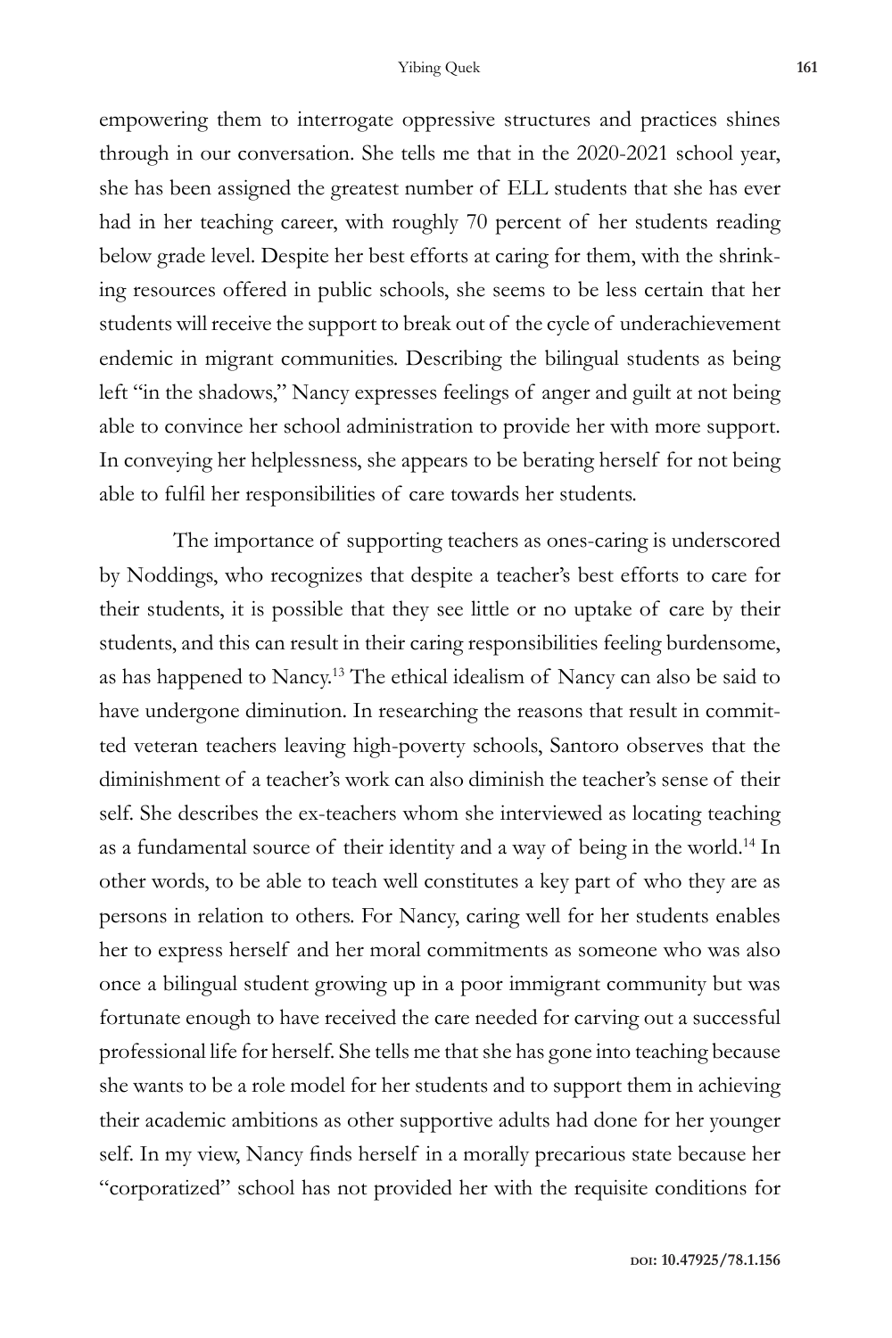empowering them to interrogate oppressive structures and practices shines through in our conversation. She tells me that in the 2020-2021 school year, she has been assigned the greatest number of ELL students that she has ever had in her teaching career, with roughly 70 percent of her students reading below grade level. Despite her best efforts at caring for them, with the shrinking resources offered in public schools, she seems to be less certain that her students will receive the support to break out of the cycle of underachievement endemic in migrant communities. Describing the bilingual students as being left "in the shadows," Nancy expresses feelings of anger and guilt at not being able to convince her school administration to provide her with more support. In conveying her helplessness, she appears to be berating herself for not being able to fulfil her responsibilities of care towards her students.

The importance of supporting teachers as ones-caring is underscored by Noddings, who recognizes that despite a teacher's best efforts to care for their students, it is possible that they see little or no uptake of care by their students, and this can result in their caring responsibilities feeling burdensome, as has happened to Nancy.[13] The ethical idealism of Nancy can also be said to have undergone diminution. In researching the reasons that result in committed veteran teachers leaving high-poverty schools, Santoro observes that the diminishment of a teacher's work can also diminish the teacher's sense of their self. She describes the ex-teachers whom she interviewed as locating teaching as a fundamental source of their identity and a way of being in the world.[14] In other words, to be able to teach well constitutes a key part of who they are as persons in relation to others. For Nancy, caring well for her students enables her to express herself and her moral commitments as someone who was also once a bilingual student growing up in a poor immigrant community but was fortunate enough to have received the care needed for carving out a successful professional life for herself. She tells me that she has gone into teaching because she wants to be a role model for her students and to support them in achieving their academic ambitions as other supportive adults had done for her younger self. In my view, Nancy finds herself in a morally precarious state because her "corporatized" school has not provided her with the requisite conditions for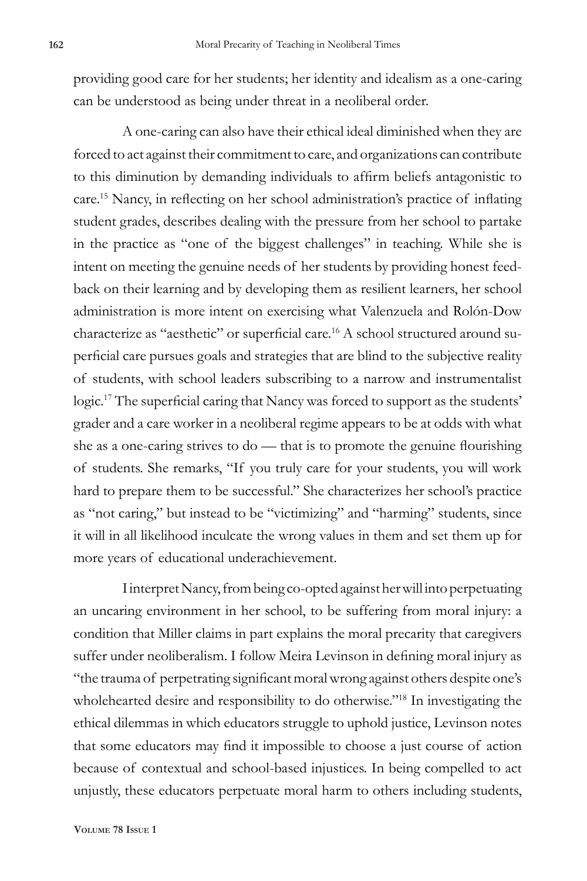providing good care for her students; her identity and idealism as a one-caring can be understood as being under threat in a neoliberal order.

A one-caring can also have their ethical ideal diminished when they are forced to act against their commitment to care, and organizations can contribute to this diminution by demanding individuals to affirm beliefs antagonistic to care.[15] Nancy, in reflecting on her school administration's practice of inflating student grades, describes dealing with the pressure from her school to partake in the practice as "one of the biggest challenges" in teaching. While she is intent on meeting the genuine needs of her students by providing honest feedback on their learning and by developing them as resilient learners, her school administration is more intent on exercising what Valenzuela and Rolón-Dow characterize as "aesthetic" or superficial care.[16] A school structured around superficial care pursues goals and strategies that are blind to the subjective reality of students, with school leaders subscribing to a narrow and instrumentalist logic.[17] The superficial caring that Nancy was forced to support as the students' grader and a care worker in a neoliberal regime appears to be at odds with what she as a one-caring strives to do — that is to promote the genuine flourishing of students. She remarks, "If you truly care for your students, you will work hard to prepare them to be successful." She characterizes her school's practice as "not caring," but instead to be "victimizing" and "harming" students, since it will in all likelihood inculcate the wrong values in them and set them up for more years of educational underachievement.

I interpret Nancy, from being co-opted against her will into perpetuating an uncaring environment in her school, to be suffering from moral injury: a condition that Miller claims in part explains the moral precarity that caregivers suffer under neoliberalism. I follow Meira Levinson in defining moral injury as "the trauma of perpetrating significant moral wrong against others despite one's wholehearted desire and responsibility to do otherwise."[18] In investigating the ethical dilemmas in which educators struggle to uphold justice, Levinson notes that some educators may find it impossible to choose a just course of action because of contextual and school-based injustices. In being compelled to act unjustly, these educators perpetuate moral harm to others including students,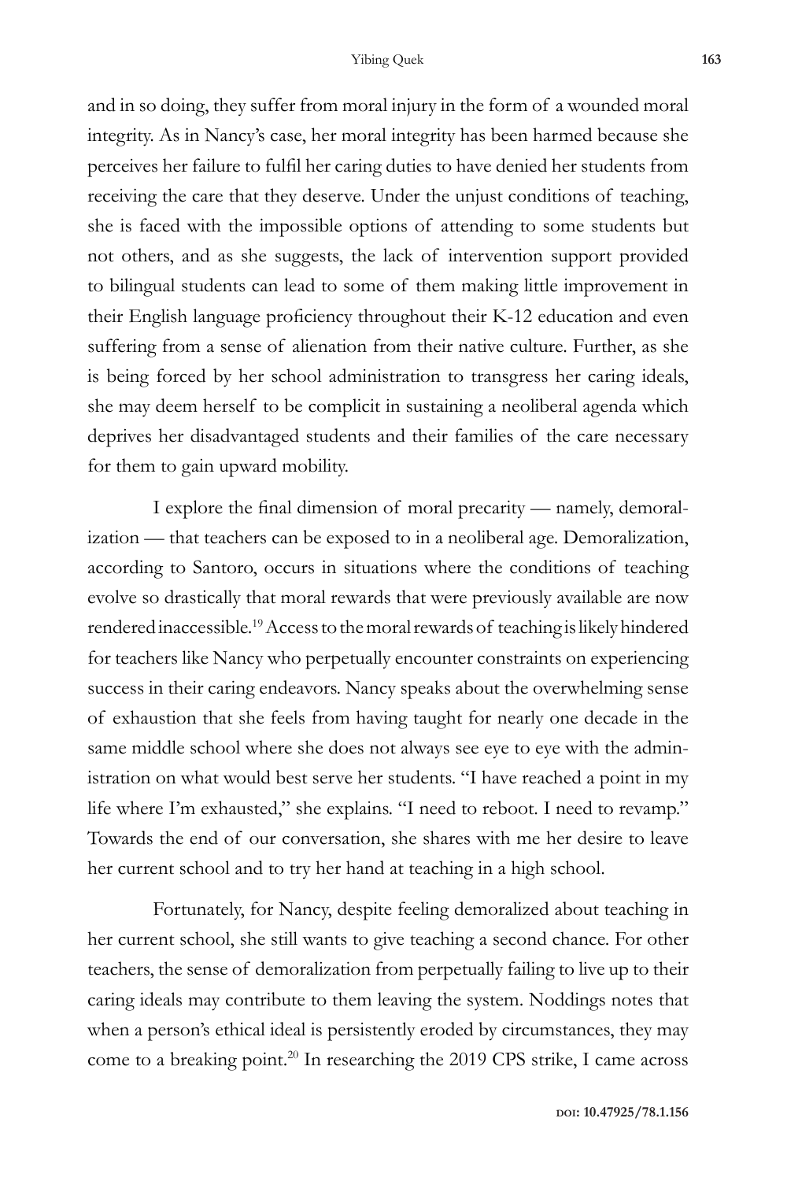and in so doing, they suffer from moral injury in the form of a wounded moral integrity. As in Nancy's case, her moral integrity has been harmed because she perceives her failure to fulfil her caring duties to have denied her students from receiving the care that they deserve. Under the unjust conditions of teaching, she is faced with the impossible options of attending to some students but not others, and as she suggests, the lack of intervention support provided to bilingual students can lead to some of them making little improvement in their English language proficiency throughout their K-12 education and even suffering from a sense of alienation from their native culture. Further, as she is being forced by her school administration to transgress her caring ideals, she may deem herself to be complicit in sustaining a neoliberal agenda which deprives her disadvantaged students and their families of the care necessary for them to gain upward mobility.

I explore the final dimension of moral precarity — namely, demoralization — that teachers can be exposed to in a neoliberal age. Demoralization, according to Santoro, occurs in situations where the conditions of teaching evolve so drastically that moral rewards that were previously available are now rendered inaccessible.[19] Access to the moral rewards of teaching is likely hindered for teachers like Nancy who perpetually encounter constraints on experiencing success in their caring endeavors. Nancy speaks about the overwhelming sense of exhaustion that she feels from having taught for nearly one decade in the same middle school where she does not always see eye to eye with the administration on what would best serve her students. "I have reached a point in my life where I'm exhausted," she explains. "I need to reboot. I need to revamp." Towards the end of our conversation, she shares with me her desire to leave her current school and to try her hand at teaching in a high school.

Fortunately, for Nancy, despite feeling demoralized about teaching in her current school, she still wants to give teaching a second chance. For other teachers, the sense of demoralization from perpetually failing to live up to their caring ideals may contribute to them leaving the system. Noddings notes that when a person's ethical ideal is persistently eroded by circumstances, they may come to a breaking point.[20] In researching the 2019 CPS strike, I came across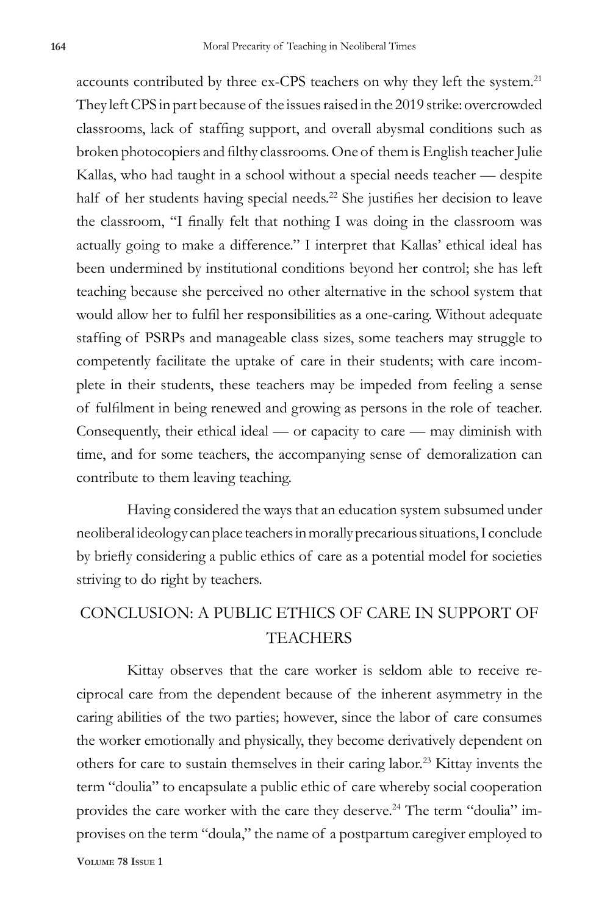accounts contributed by three ex-CPS teachers on why they left the system.[21] They left CPS in part because of the issues raised in the 2019 strike: overcrowded classrooms, lack of staffing support, and overall abysmal conditions such as broken photocopiers and filthy classrooms. One of them is English teacher Julie Kallas, who had taught in a school without a special needs teacher — despite half of her students having special needs.[22] She justifies her decision to leave the classroom, "I finally felt that nothing I was doing in the classroom was actually going to make a difference." I interpret that Kallas' ethical ideal has been undermined by institutional conditions beyond her control; she has left teaching because she perceived no other alternative in the school system that would allow her to fulfil her responsibilities as a one-caring. Without adequate staffing of PSRPs and manageable class sizes, some teachers may struggle to competently facilitate the uptake of care in their students; with care incomplete in their students, these teachers may be impeded from feeling a sense of fulfilment in being renewed and growing as persons in the role of teacher. Consequently, their ethical ideal — or capacity to care — may diminish with time, and for some teachers, the accompanying sense of demoralization can contribute to them leaving teaching.

Having considered the ways that an education system subsumed under neoliberal ideology can place teachers in morally precarious situations, I conclude by briefly considering a public ethics of care as a potential model for societies striving to do right by teachers.

## CONCLUSION: A PUBLIC ETHICS OF CARE IN SUPPORT OF TEACHERS

Kittay observes that the care worker is seldom able to receive reciprocal care from the dependent because of the inherent asymmetry in the caring abilities of the two parties; however, since the labor of care consumes the worker emotionally and physically, they become derivatively dependent on others for care to sustain themselves in their caring labor.[23] Kittay invents the term "doulia" to encapsulate a public ethic of care whereby social cooperation provides the care worker with the care they deserve.[24] The term "doulia" improvises on the term "doula," the name of a postpartum caregiver employed to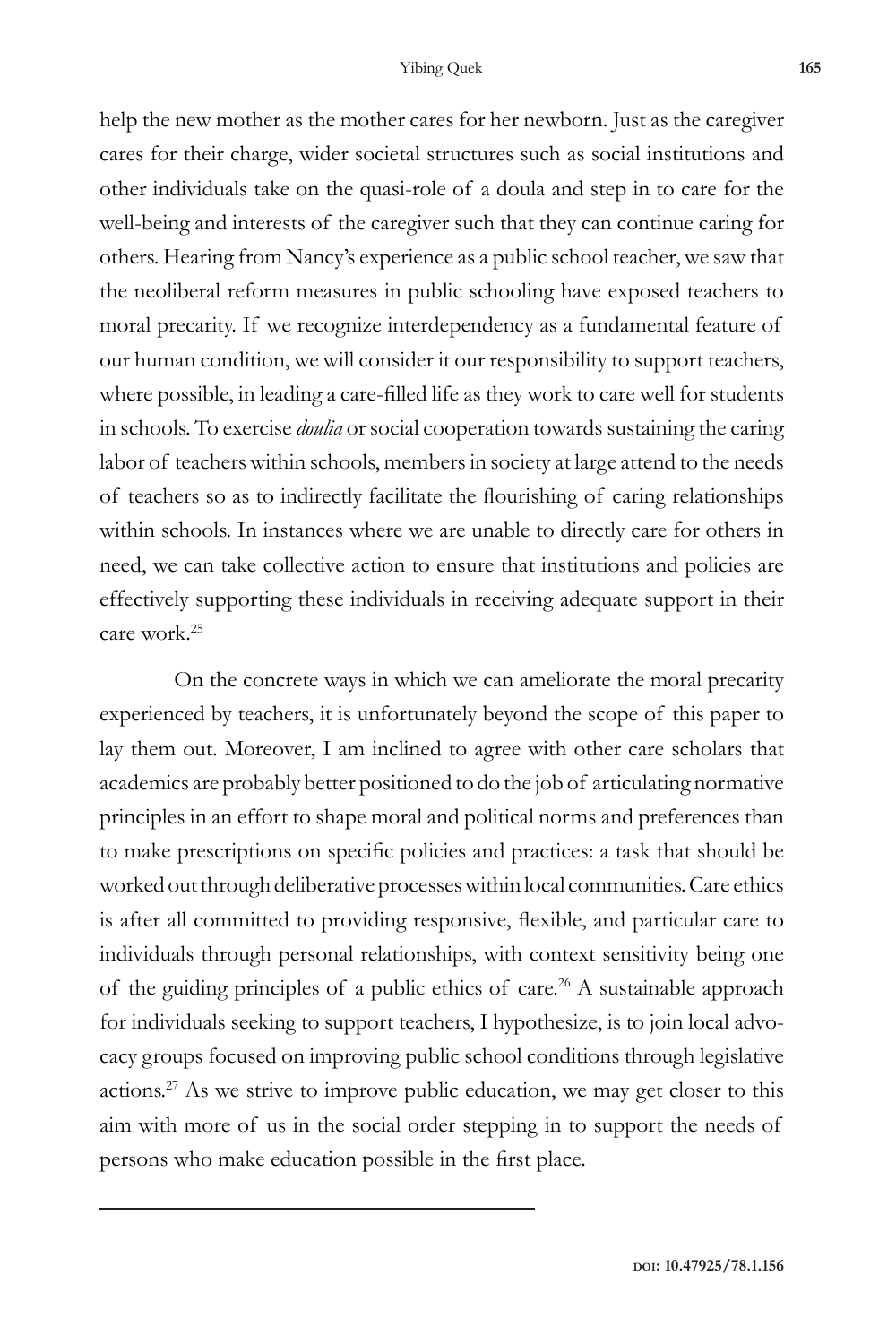help the new mother as the mother cares for her newborn. Just as the caregiver cares for their charge, wider societal structures such as social institutions and other individuals take on the quasi-role of a doula and step in to care for the well-being and interests of the caregiver such that they can continue caring for others. Hearing from Nancy's experience as a public school teacher, we saw that the neoliberal reform measures in public schooling have exposed teachers to moral precarity. If we recognize interdependency as a fundamental feature of our human condition, we will consider it our responsibility to support teachers, where possible, in leading a care-filled life as they work to care well for students in schools. To exercise *doulia* or social cooperation towards sustaining the caring labor of teachers within schools, members in society at large attend to the needs of teachers so as to indirectly facilitate the flourishing of caring relationships within schools. In instances where we are unable to directly care for others in need, we can take collective action to ensure that institutions and policies are effectively supporting these individuals in receiving adequate support in their care work.[25]

On the concrete ways in which we can ameliorate the moral precarity experienced by teachers, it is unfortunately beyond the scope of this paper to lay them out. Moreover, I am inclined to agree with other care scholars that academics are probably better positioned to do the job of articulating normative principles in an effort to shape moral and political norms and preferences than to make prescriptions on specific policies and practices: a task that should be worked out through deliberative processes within local communities. Care ethics is after all committed to providing responsive, flexible, and particular care to individuals through personal relationships, with context sensitivity being one of the guiding principles of a public ethics of care.[26] A sustainable approach for individuals seeking to support teachers, I hypothesize, is to join local advocacy groups focused on improving public school conditions through legislative actions.[27] As we strive to improve public education, we may get closer to this aim with more of us in the social order stepping in to support the needs of persons who make education possible in the first place.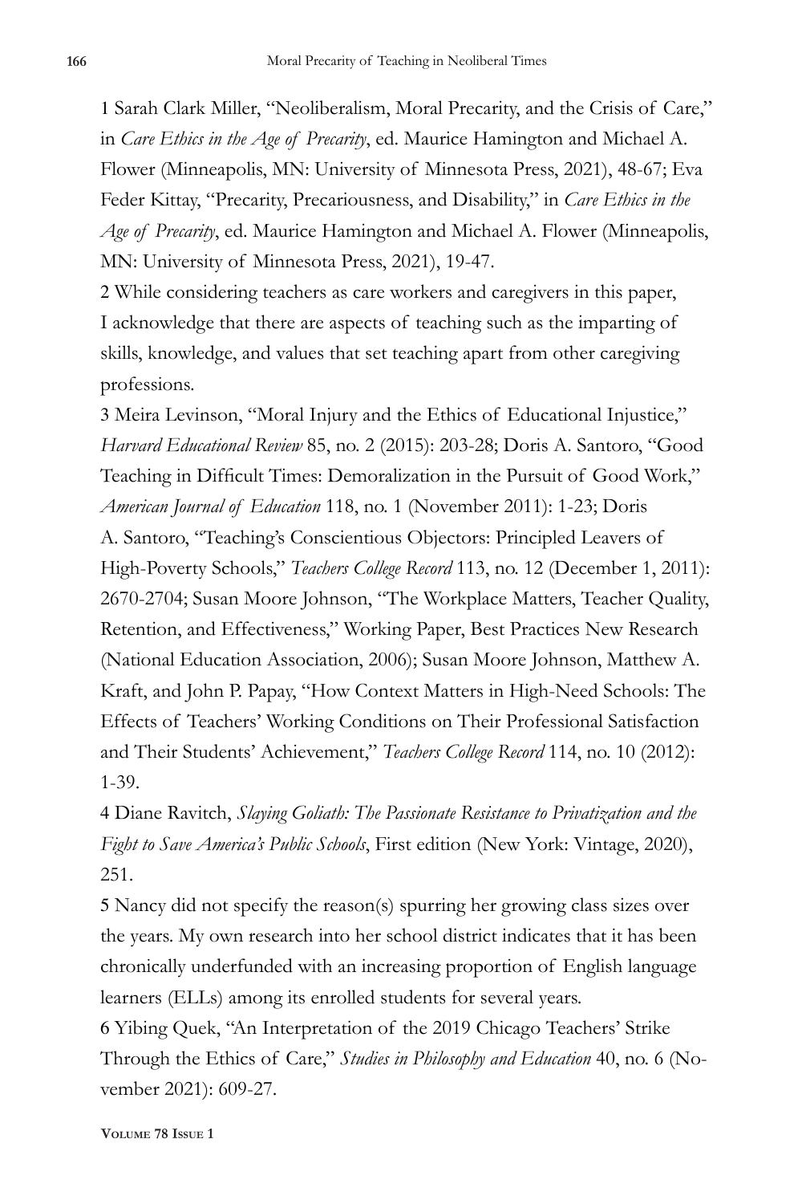1 Sarah Clark Miller, "Neoliberalism, Moral Precarity, and the Crisis of Care," in *Care Ethics in the Age of Precarity*, ed. Maurice Hamington and Michael A. Flower (Minneapolis, MN: University of Minnesota Press, 2021), 48-67; Eva Feder Kittay, "Precarity, Precariousness, and Disability," in *Care Ethics in the Age of Precarity*, ed. Maurice Hamington and Michael A. Flower (Minneapolis, MN: University of Minnesota Press, 2021), 19-47.

2 While considering teachers as care workers and caregivers in this paper, I acknowledge that there are aspects of teaching such as the imparting of skills, knowledge, and values that set teaching apart from other caregiving professions.

3 Meira Levinson, "Moral Injury and the Ethics of Educational Injustice," *Harvard Educational Review* 85, no. 2 (2015): 203-28; Doris A. Santoro, "Good Teaching in Difficult Times: Demoralization in the Pursuit of Good Work," *American Journal of Education* 118, no. 1 (November 2011): 1-23; Doris A. Santoro, "Teaching's Conscientious Objectors: Principled Leavers of High-Poverty Schools," *Teachers College Record* 113, no. 12 (December 1, 2011): 2670-2704; Susan Moore Johnson, "The Workplace Matters, Teacher Quality, Retention, and Effectiveness," Working Paper, Best Practices New Research (National Education Association, 2006); Susan Moore Johnson, Matthew A. Kraft, and John P. Papay, "How Context Matters in High-Need Schools: The Effects of Teachers' Working Conditions on Their Professional Satisfaction and Their Students' Achievement," *Teachers College Record* 114, no. 10 (2012): 1-39.

4 Diane Ravitch, *Slaying Goliath: The Passionate Resistance to Privatization and the Fight to Save America's Public Schools*, First edition (New York: Vintage, 2020), 251.

5 Nancy did not specify the reason(s) spurring her growing class sizes over the years. My own research into her school district indicates that it has been chronically underfunded with an increasing proportion of English language learners (ELLs) among its enrolled students for several years.

6 Yibing Quek, "An Interpretation of the 2019 Chicago Teachers' Strike Through the Ethics of Care," *Studies in Philosophy and Education* 40, no. 6 (November 2021): 609-27.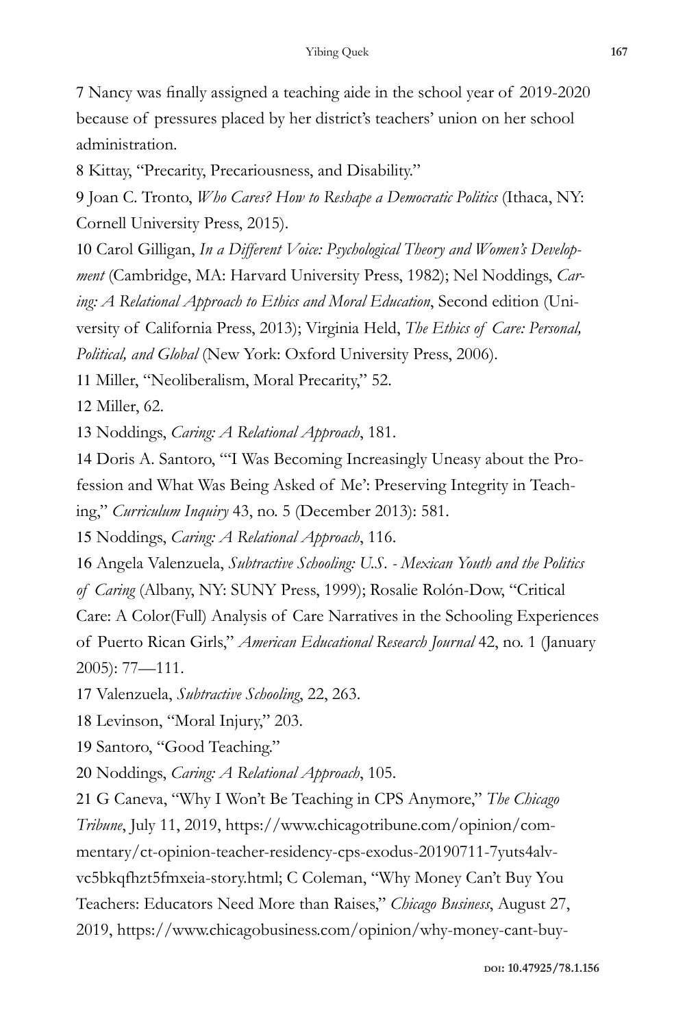7 Nancy was finally assigned a teaching aide in the school year of 2019-2020 because of pressures placed by her district's teachers' union on her school administration.

8 Kittay, "Precarity, Precariousness, and Disability."

9 Joan C. Tronto, *Who Cares? How to Reshape a Democratic Politics* (Ithaca, NY: Cornell University Press, 2015).

10 Carol Gilligan, *In a Different Voice: Psychological Theory and Women's Development* (Cambridge, MA: Harvard University Press, 1982); Nel Noddings, *Caring: A Relational Approach to Ethics and Moral Education*, Second edition (University of California Press, 2013); Virginia Held, *The Ethics of Care: Personal, Political, and Global* (New York: Oxford University Press, 2006).

11 Miller, "Neoliberalism, Moral Precarity," 52.

12 Miller, 62.

13 Noddings, *Caring: A Relational Approach*, 181.

14 Doris A. Santoro, "'I Was Becoming Increasingly Uneasy about the Profession and What Was Being Asked of Me': Preserving Integrity in Teaching," *Curriculum Inquiry* 43, no. 5 (December 2013): 581.

15 Noddings, *Caring: A Relational Approach*, 116.

16 Angela Valenzuela, *Subtractive Schooling: U.S. - Mexican Youth and the Politics of Caring* (Albany, NY: SUNY Press, 1999); Rosalie Rolón-Dow, "Critical Care: A Color(Full) Analysis of Care Narratives in the Schooling Experiences of Puerto Rican Girls," *American Educational Research Journal* 42, no. 1 (January 2005): 77—111.

17 Valenzuela, *Subtractive Schooling*, 22, 263.

18 Levinson, "Moral Injury," 203.

19 Santoro, "Good Teaching."

20 Noddings, *Caring: A Relational Approach*, 105.

21 G Caneva, "Why I Won't Be Teaching in CPS Anymore," *The Chicago Tribune*, July 11, 2019, https://www.chicagotribune.com/opinion/commentary/ct-opinion-teacher-residency-cps-exodus-20190711-7yuts4alvvc5bkqfhzt5fmxeia-story.html; C Coleman, "Why Money Can't Buy You Teachers: Educators Need More than Raises," *Chicago Business*, August 27, 2019, https://www.chicagobusiness.com/opinion/why-money-cant-buy-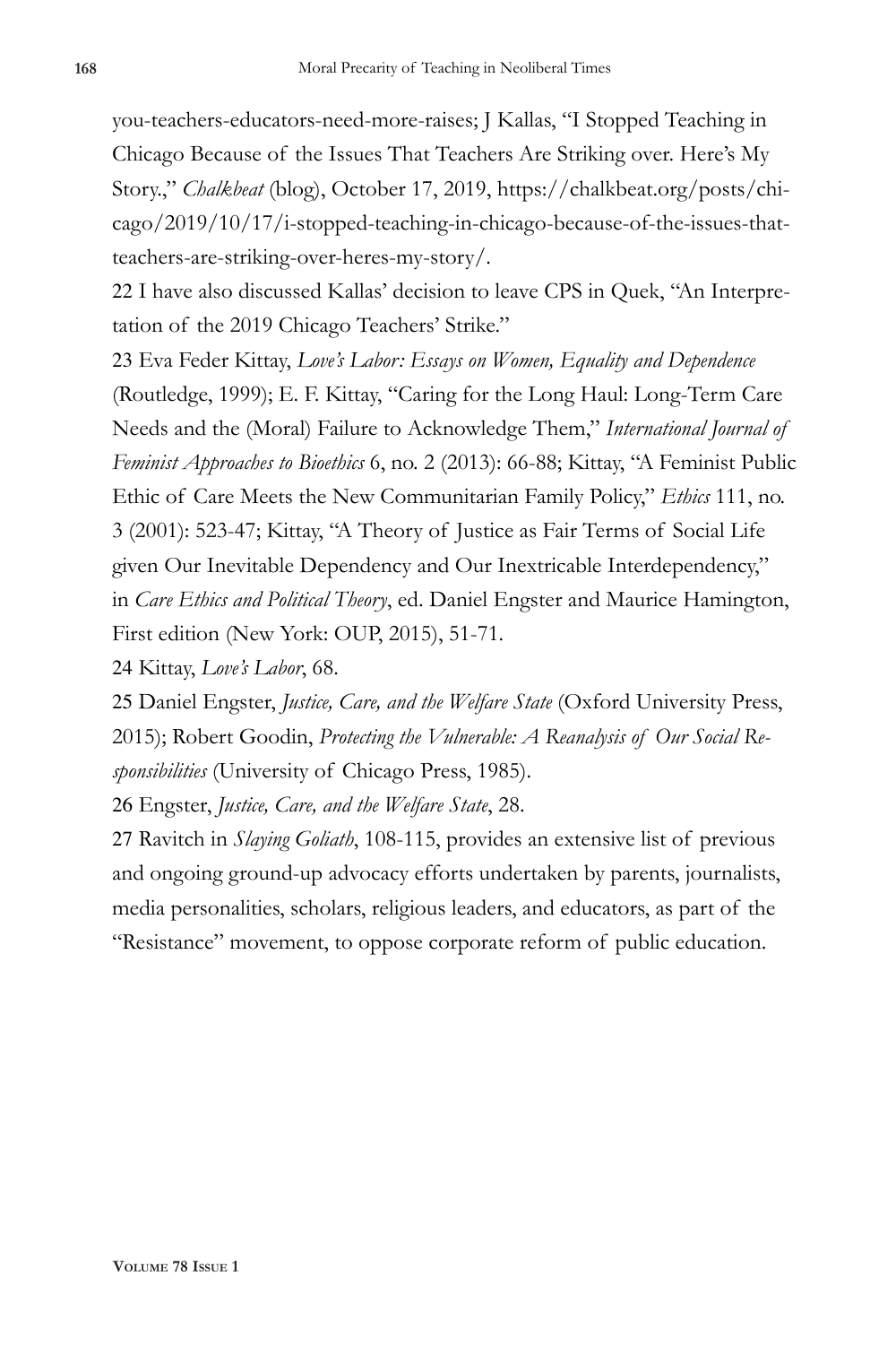you-teachers-educators-need-more-raises; J Kallas, "I Stopped Teaching in Chicago Because of the Issues That Teachers Are Striking over. Here's My Story.," *Chalkbeat* (blog), October 17, 2019, https://chalkbeat.org/posts/chicago/2019/10/17/i-stopped-teaching-in-chicago-because-of-the-issues-that-teachers-are-striking-over-heres-my-story/.

22 I have also discussed Kallas' decision to leave CPS in Quek, "An Interpretation of the 2019 Chicago Teachers' Strike."

23 Eva Feder Kittay, *Love's Labor: Essays on Women, Equality and Dependence* (Routledge, 1999); E. F. Kittay, "Caring for the Long Haul: Long-Term Care Needs and the (Moral) Failure to Acknowledge Them," *International Journal of Feminist Approaches to Bioethics* 6, no. 2 (2013): 66-88; Kittay, "A Feminist Public Ethic of Care Meets the New Communitarian Family Policy," *Ethics* 111, no. 3 (2001): 523-47; Kittay, "A Theory of Justice as Fair Terms of Social Life given Our Inevitable Dependency and Our Inextricable Interdependency," in *Care Ethics and Political Theory*, ed. Daniel Engster and Maurice Hamington, First edition (New York: OUP, 2015), 51-71.

24 Kittay, *Love's Labor*, 68.

25 Daniel Engster, *Justice, Care, and the Welfare State* (Oxford University Press, 2015); Robert Goodin, *Protecting the Vulnerable: A Reanalysis of Our Social Responsibilities* (University of Chicago Press, 1985).

26 Engster, *Justice, Care, and the Welfare State*, 28.

27 Ravitch in *Slaying Goliath*, 108-115, provides an extensive list of previous and ongoing ground-up advocacy efforts undertaken by parents, journalists, media personalities, scholars, religious leaders, and educators, as part of the "Resistance" movement, to oppose corporate reform of public education.